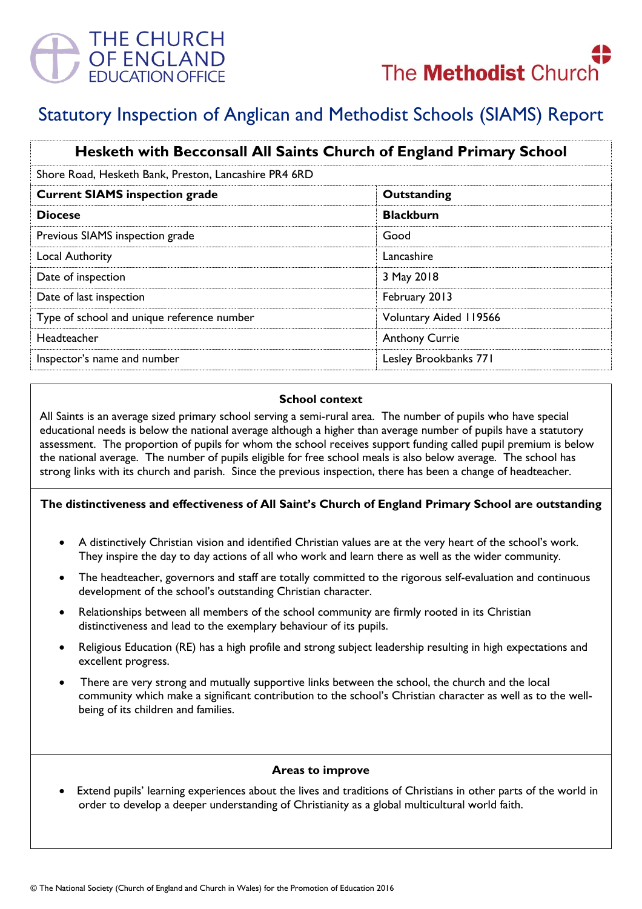THE CHURCH OF ENGLAND EDUCATION OFFICE

The Methodist Church

# Statutory Inspection of Anglican and Methodist Schools (SIAMS) Report

| Hesketh with Becconsall All Saints Church of England Primary School | |
|---|---|
| Shore Road, Hesketh Bank, Preston, Lancashire PR4 6RD | |
| **Current SIAMS inspection grade** | **Outstanding** |
| **Diocese** | **Blackburn** |
| Previous SIAMS inspection grade | Good |
| Local Authority | Lancashire |
| Date of inspection | 3 May 2018 |
| Date of last inspection | February 2013 |
| Type of school and unique reference number | Voluntary Aided 119566 |
| Headteacher | Anthony Currie |
| Inspector's name and number | Lesley Brookbanks 771 |

## School context

All Saints is an average sized primary school serving a semi-rural area. The number of pupils who have special educational needs is below the national average although a higher than average number of pupils have a statutory assessment. The proportion of pupils for whom the school receives support funding called pupil premium is below the national average. The number of pupils eligible for free school meals is also below average. The school has strong links with its church and parish. Since the previous inspection, there has been a change of headteacher.

## The distinctiveness and effectiveness of All Saint's Church of England Primary School are outstanding

- A distinctively Christian vision and identified Christian values are at the very heart of the school's work. They inspire the day to day actions of all who work and learn there as well as the wider community.
- The headteacher, governors and staff are totally committed to the rigorous self-evaluation and continuous development of the school's outstanding Christian character.
- Relationships between all members of the school community are firmly rooted in its Christian distinctiveness and lead to the exemplary behaviour of its pupils.
- Religious Education (RE) has a high profile and strong subject leadership resulting in high expectations and excellent progress.
- There are very strong and mutually supportive links between the school, the church and the local community which make a significant contribution to the school's Christian character as well as to the well-being of its children and families.

## Areas to improve

- Extend pupils' learning experiences about the lives and traditions of Christians in other parts of the world in order to develop a deeper understanding of Christianity as a global multicultural world faith.

© The National Society (Church of England and Church in Wales) for the Promotion of Education 2016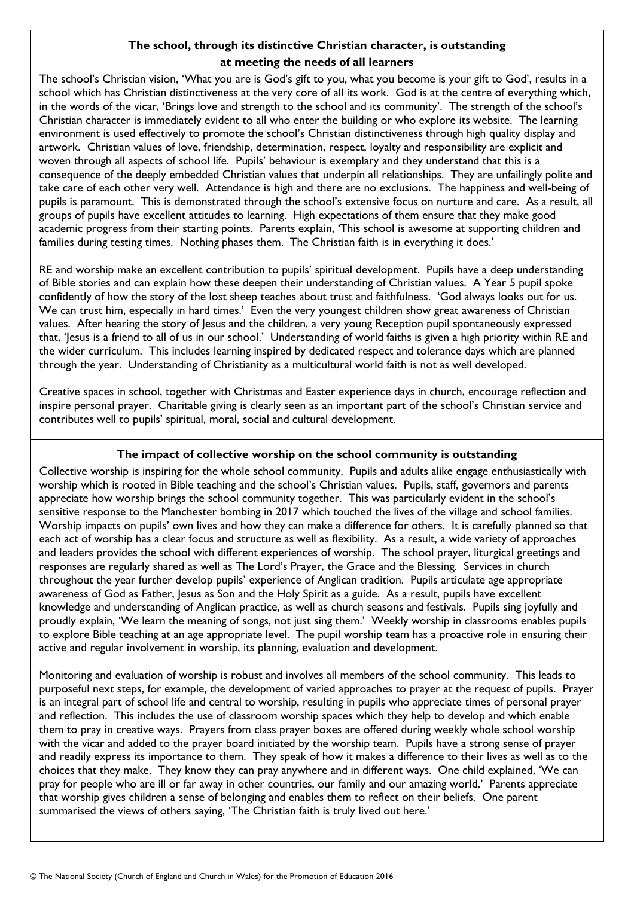## The school, through its distinctive Christian character, is outstanding at meeting the needs of all learners

The school's Christian vision, 'What you are is God's gift to you, what you become is your gift to God', results in a school which has Christian distinctiveness at the very core of all its work. God is at the centre of everything which, in the words of the vicar, 'Brings love and strength to the school and its community'. The strength of the school's Christian character is immediately evident to all who enter the building or who explore its website. The learning environment is used effectively to promote the school's Christian distinctiveness through high quality display and artwork. Christian values of love, friendship, determination, respect, loyalty and responsibility are explicit and woven through all aspects of school life. Pupils' behaviour is exemplary and they understand that this is a consequence of the deeply embedded Christian values that underpin all relationships. They are unfailingly polite and take care of each other very well. Attendance is high and there are no exclusions. The happiness and well-being of pupils is paramount. This is demonstrated through the school's extensive focus on nurture and care. As a result, all groups of pupils have excellent attitudes to learning. High expectations of them ensure that they make good academic progress from their starting points. Parents explain, 'This school is awesome at supporting children and families during testing times. Nothing phases them. The Christian faith is in everything it does.'

RE and worship make an excellent contribution to pupils' spiritual development. Pupils have a deep understanding of Bible stories and can explain how these deepen their understanding of Christian values. A Year 5 pupil spoke confidently of how the story of the lost sheep teaches about trust and faithfulness. 'God always looks out for us. We can trust him, especially in hard times.' Even the very youngest children show great awareness of Christian values. After hearing the story of Jesus and the children, a very young Reception pupil spontaneously expressed that, 'Jesus is a friend to all of us in our school.' Understanding of world faiths is given a high priority within RE and the wider curriculum. This includes learning inspired by dedicated respect and tolerance days which are planned through the year. Understanding of Christianity as a multicultural world faith is not as well developed.

Creative spaces in school, together with Christmas and Easter experience days in church, encourage reflection and inspire personal prayer. Charitable giving is clearly seen as an important part of the school's Christian service and contributes well to pupils' spiritual, moral, social and cultural development.

## The impact of collective worship on the school community is outstanding

Collective worship is inspiring for the whole school community. Pupils and adults alike engage enthusiastically with worship which is rooted in Bible teaching and the school's Christian values. Pupils, staff, governors and parents appreciate how worship brings the school community together. This was particularly evident in the school's sensitive response to the Manchester bombing in 2017 which touched the lives of the village and school families. Worship impacts on pupils' own lives and how they can make a difference for others. It is carefully planned so that each act of worship has a clear focus and structure as well as flexibility. As a result, a wide variety of approaches and leaders provides the school with different experiences of worship. The school prayer, liturgical greetings and responses are regularly shared as well as The Lord's Prayer, the Grace and the Blessing. Services in church throughout the year further develop pupils' experience of Anglican tradition. Pupils articulate age appropriate awareness of God as Father, Jesus as Son and the Holy Spirit as a guide. As a result, pupils have excellent knowledge and understanding of Anglican practice, as well as church seasons and festivals. Pupils sing joyfully and proudly explain, 'We learn the meaning of songs, not just sing them.' Weekly worship in classrooms enables pupils to explore Bible teaching at an age appropriate level. The pupil worship team has a proactive role in ensuring their active and regular involvement in worship, its planning, evaluation and development.

Monitoring and evaluation of worship is robust and involves all members of the school community. This leads to purposeful next steps, for example, the development of varied approaches to prayer at the request of pupils. Prayer is an integral part of school life and central to worship, resulting in pupils who appreciate times of personal prayer and reflection. This includes the use of classroom worship spaces which they help to develop and which enable them to pray in creative ways. Prayers from class prayer boxes are offered during weekly whole school worship with the vicar and added to the prayer board initiated by the worship team. Pupils have a strong sense of prayer and readily express its importance to them. They speak of how it makes a difference to their lives as well as to the choices that they make. They know they can pray anywhere and in different ways. One child explained, 'We can pray for people who are ill or far away in other countries, our family and our amazing world.' Parents appreciate that worship gives children a sense of belonging and enables them to reflect on their beliefs. One parent summarised the views of others saying, 'The Christian faith is truly lived out here.'

© The National Society (Church of England and Church in Wales) for the Promotion of Education 2016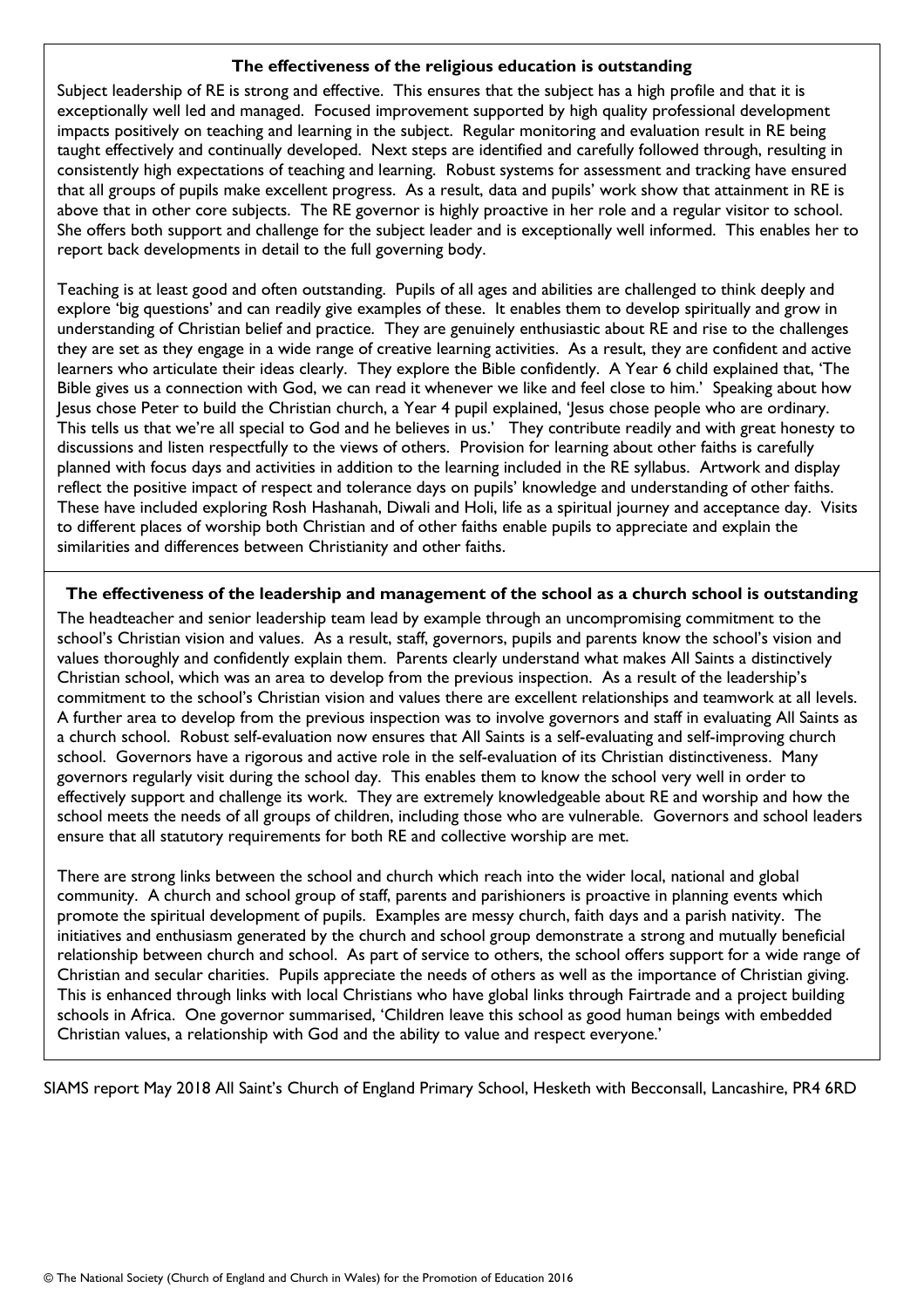### The effectiveness of the religious education is outstanding

Subject leadership of RE is strong and effective. This ensures that the subject has a high profile and that it is exceptionally well led and managed. Focused improvement supported by high quality professional development impacts positively on teaching and learning in the subject. Regular monitoring and evaluation result in RE being taught effectively and continually developed. Next steps are identified and carefully followed through, resulting in consistently high expectations of teaching and learning. Robust systems for assessment and tracking have ensured that all groups of pupils make excellent progress. As a result, data and pupils' work show that attainment in RE is above that in other core subjects. The RE governor is highly proactive in her role and a regular visitor to school. She offers both support and challenge for the subject leader and is exceptionally well informed. This enables her to report back developments in detail to the full governing body.

Teaching is at least good and often outstanding. Pupils of all ages and abilities are challenged to think deeply and explore 'big questions' and can readily give examples of these. It enables them to develop spiritually and grow in understanding of Christian belief and practice. They are genuinely enthusiastic about RE and rise to the challenges they are set as they engage in a wide range of creative learning activities. As a result, they are confident and active learners who articulate their ideas clearly. They explore the Bible confidently. A Year 6 child explained that, 'The Bible gives us a connection with God, we can read it whenever we like and feel close to him.' Speaking about how Jesus chose Peter to build the Christian church, a Year 4 pupil explained, 'Jesus chose people who are ordinary. This tells us that we're all special to God and he believes in us.' They contribute readily and with great honesty to discussions and listen respectfully to the views of others. Provision for learning about other faiths is carefully planned with focus days and activities in addition to the learning included in the RE syllabus. Artwork and display reflect the positive impact of respect and tolerance days on pupils' knowledge and understanding of other faiths. These have included exploring Rosh Hashanah, Diwali and Holi, life as a spiritual journey and acceptance day. Visits to different places of worship both Christian and of other faiths enable pupils to appreciate and explain the similarities and differences between Christianity and other faiths.

### The effectiveness of the leadership and management of the school as a church school is outstanding

The headteacher and senior leadership team lead by example through an uncompromising commitment to the school's Christian vision and values. As a result, staff, governors, pupils and parents know the school's vision and values thoroughly and confidently explain them. Parents clearly understand what makes All Saints a distinctively Christian school, which was an area to develop from the previous inspection. As a result of the leadership's commitment to the school's Christian vision and values there are excellent relationships and teamwork at all levels. A further area to develop from the previous inspection was to involve governors and staff in evaluating All Saints as a church school. Robust self-evaluation now ensures that All Saints is a self-evaluating and self-improving church school. Governors have a rigorous and active role in the self-evaluation of its Christian distinctiveness. Many governors regularly visit during the school day. This enables them to know the school very well in order to effectively support and challenge its work. They are extremely knowledgeable about RE and worship and how the school meets the needs of all groups of children, including those who are vulnerable. Governors and school leaders ensure that all statutory requirements for both RE and collective worship are met.

There are strong links between the school and church which reach into the wider local, national and global community. A church and school group of staff, parents and parishioners is proactive in planning events which promote the spiritual development of pupils. Examples are messy church, faith days and a parish nativity. The initiatives and enthusiasm generated by the church and school group demonstrate a strong and mutually beneficial relationship between church and school. As part of service to others, the school offers support for a wide range of Christian and secular charities. Pupils appreciate the needs of others as well as the importance of Christian giving. This is enhanced through links with local Christians who have global links through Fairtrade and a project building schools in Africa. One governor summarised, 'Children leave this school as good human beings with embedded Christian values, a relationship with God and the ability to value and respect everyone.'

SIAMS report May 2018 All Saint's Church of England Primary School, Hesketh with Becconsall, Lancashire, PR4 6RD

© The National Society (Church of England and Church in Wales) for the Promotion of Education 2016